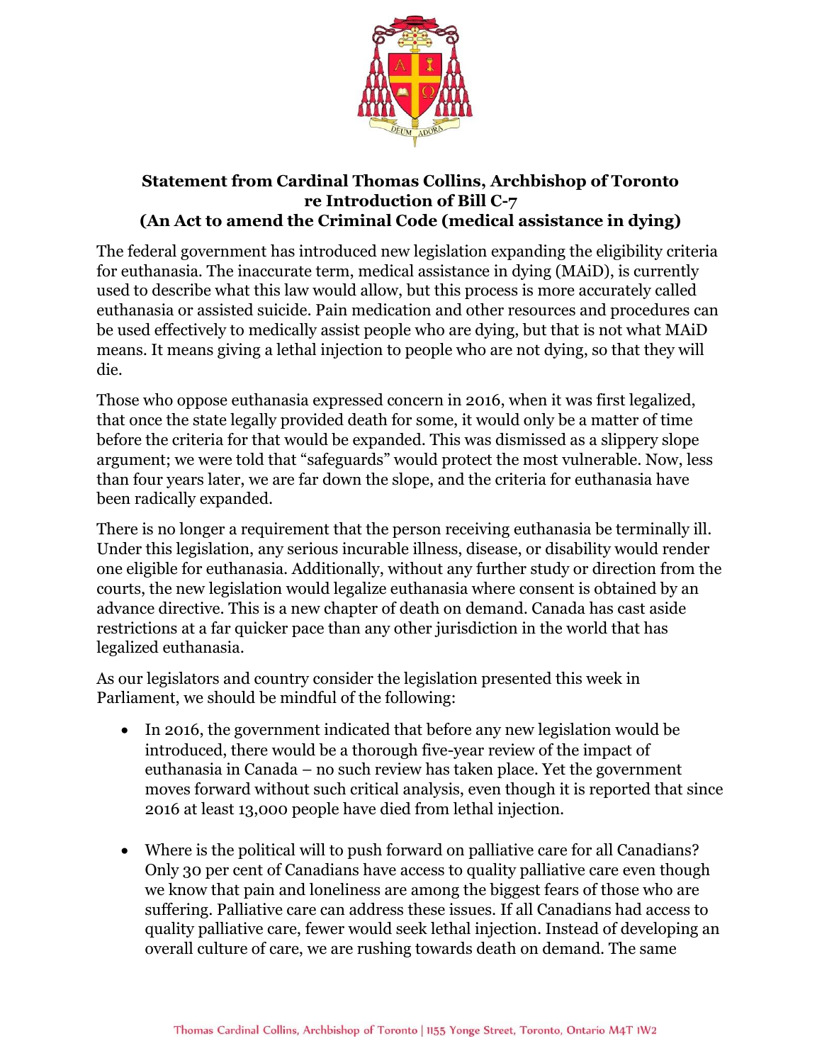**Statement from Cardinal Thomas Collins, Archbishop of Toronto re Introduction of Bill C-7 (An Act to amend the Criminal Code (medical assistance in dying)**

The federal government has introduced new legislation expanding the eligibility criteria for euthanasia. The inaccurate term, medical assistance in dying (MAiD), is currently used to describe what this law would allow, but this process is more accurately called euthanasia or assisted suicide. Pain medication and other resources and procedures can be used effectively to medically assist people who are dying, but that is not what MAiD means. It means giving a lethal injection to people who are not dying, so that they will die.

Those who oppose euthanasia expressed concern in 2016, when it was first legalized, that once the state legally provided death for some, it would only be a matter of time before the criteria for that would be expanded. This was dismissed as a slippery slope argument; we were told that "safeguards" would protect the most vulnerable. Now, less than four years later, we are far down the slope, and the criteria for euthanasia have been radically expanded.

There is no longer a requirement that the person receiving euthanasia be terminally ill. Under this legislation, any serious incurable illness, disease, or disability would render one eligible for euthanasia. Additionally, without any further study or direction from the courts, the new legislation would legalize euthanasia where consent is obtained by an advance directive. This is a new chapter of death on demand. Canada has cast aside restrictions at a far quicker pace than any other jurisdiction in the world that has legalized euthanasia.

As our legislators and country consider the legislation presented this week in Parliament, we should be mindful of the following:

- In 2016, the government indicated that before any new legislation would be introduced, there would be a thorough five-year review of the impact of euthanasia in Canada – no such review has taken place. Yet the government moves forward without such critical analysis, even though it is reported that since 2016 at least 13,000 people have died from lethal injection.

- Where is the political will to push forward on palliative care for all Canadians? Only 30 per cent of Canadians have access to quality palliative care even though we know that pain and loneliness are among the biggest fears of those who are suffering. Palliative care can address these issues. If all Canadians had access to quality palliative care, fewer would seek lethal injection. Instead of developing an overall culture of care, we are rushing towards death on demand. The same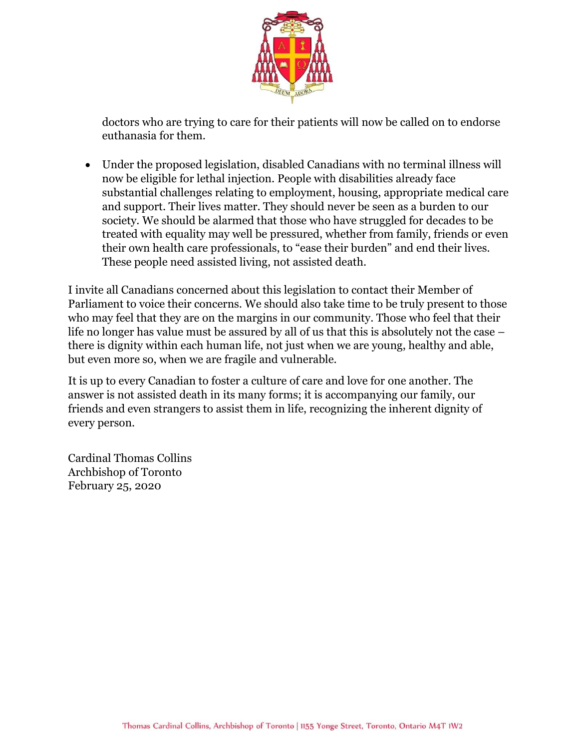doctors who are trying to care for their patients will now be called on to endorse euthanasia for them.

- Under the proposed legislation, disabled Canadians with no terminal illness will now be eligible for lethal injection. People with disabilities already face substantial challenges relating to employment, housing, appropriate medical care and support. Their lives matter. They should never be seen as a burden to our society. We should be alarmed that those who have struggled for decades to be treated with equality may well be pressured, whether from family, friends or even their own health care professionals, to "ease their burden" and end their lives. These people need assisted living, not assisted death.

I invite all Canadians concerned about this legislation to contact their Member of Parliament to voice their concerns. We should also take time to be truly present to those who may feel that they are on the margins in our community. Those who feel that their life no longer has value must be assured by all of us that this is absolutely not the case – there is dignity within each human life, not just when we are young, healthy and able, but even more so, when we are fragile and vulnerable.

It is up to every Canadian to foster a culture of care and love for one another. The answer is not assisted death in its many forms; it is accompanying our family, our friends and even strangers to assist them in life, recognizing the inherent dignity of every person.

Cardinal Thomas Collins
Archbishop of Toronto
February 25, 2020